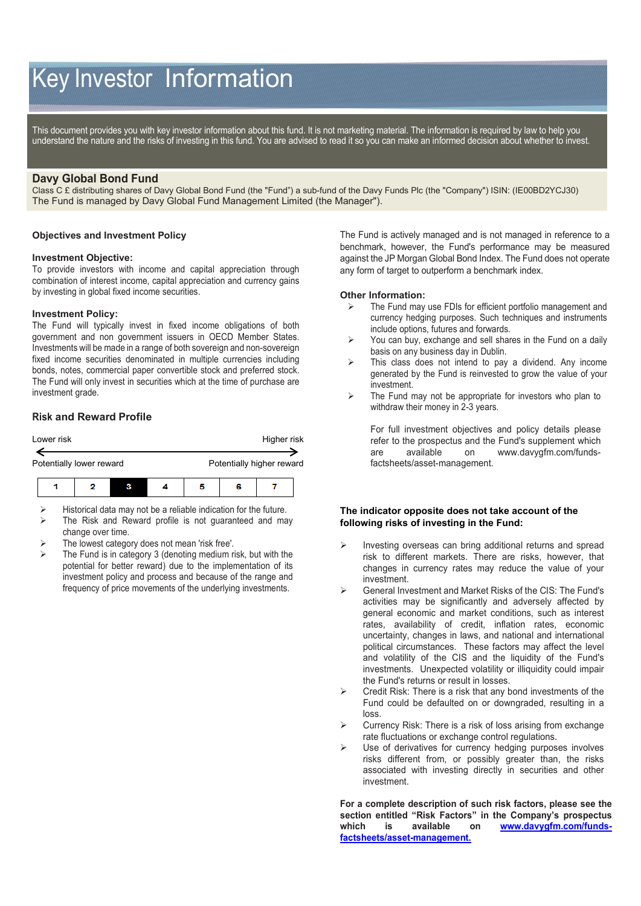# Key Investor Information

This document provides you with key investor information about this fund. It is not marketing material. The information is required by law to help you understand the nature and the risks of investing in this fund. You are advised to read it so you can make an informed decision about whether to invest.

## Davy Global Bond Fund

Class C £ distributing shares of Davy Global Bond Fund (the "Fund") a sub-fund of the Davy Funds Plc (the "Company") ISIN: (IE00BD2YCJ30)

The Fund is managed by Davy Global Fund Management Limited (the Manager").

### Objectives and Investment Policy

**Investment Objective:**

To provide investors with income and capital appreciation through combination of interest income, capital appreciation and currency gains by investing in global fixed income securities.

**Investment Policy:**

The Fund will typically invest in fixed income obligations of both government and non government issuers in OECD Member States. Investments will be made in a range of both sovereign and non-sovereign fixed income securities denominated in multiple currencies including bonds, notes, commercial paper convertible stock and preferred stock. The Fund will only invest in securities which at the time of purchase are investment grade.

The Fund is actively managed and is not managed in reference to a benchmark, however, the Fund's performance may be measured against the JP Morgan Global Bond Index. The Fund does not operate any form of target to outperform a benchmark index.

**Other Information:**

- The Fund may use FDIs for efficient portfolio management and currency hedging purposes. Such techniques and instruments include options, futures and forwards.
- You can buy, exchange and sell shares in the Fund on a daily basis on any business day in Dublin.
- This class does not intend to pay a dividend. Any income generated by the Fund is reinvested to grow the value of your investment.
- The Fund may not be appropriate for investors who plan to withdraw their money in 2-3 years.

For full investment objectives and policy details please refer to the prospectus and the Fund's supplement which are available on www.davygfm.com/funds-factsheets/asset-management.

### Risk and Reward Profile

Lower risk ← → Higher risk

Potentially lower reward — Potentially higher reward

| 1 | 2 | **3** | 4 | 5 | 6 | 7 |
|---|---|---|---|---|---|---|

- Historical data may not be a reliable indication for the future.
- The Risk and Reward profile is not guaranteed and may change over time.
- The lowest category does not mean 'risk free'.
- The Fund is in category 3 (denoting medium risk, but with the potential for better reward) due to the implementation of its investment policy and process and because of the range and frequency of price movements of the underlying investments.

**The indicator opposite does not take account of the following risks of investing in the Fund:**

- Investing overseas can bring additional returns and spread risk to different markets. There are risks, however, that changes in currency rates may reduce the value of your investment.
- General Investment and Market Risks of the CIS: The Fund's activities may be significantly and adversely affected by general economic and market conditions, such as interest rates, availability of credit, inflation rates, economic uncertainty, changes in laws, and national and international political circumstances. These factors may affect the level and volatility of the CIS and the liquidity of the Fund's investments. Unexpected volatility or illiquidity could impair the Fund's returns or result in losses.
- Credit Risk: There is a risk that any bond investments of the Fund could be defaulted on or downgraded, resulting in a loss.
- Currency Risk: There is a risk of loss arising from exchange rate fluctuations or exchange control regulations.
- Use of derivatives for currency hedging purposes involves risks different from, or possibly greater than, the risks associated with investing directly in securities and other investment.

**For a complete description of such risk factors, please see the section entitled "Risk Factors" in the Company's prospectus which is available on www.davygfm.com/funds-factsheets/asset-management.**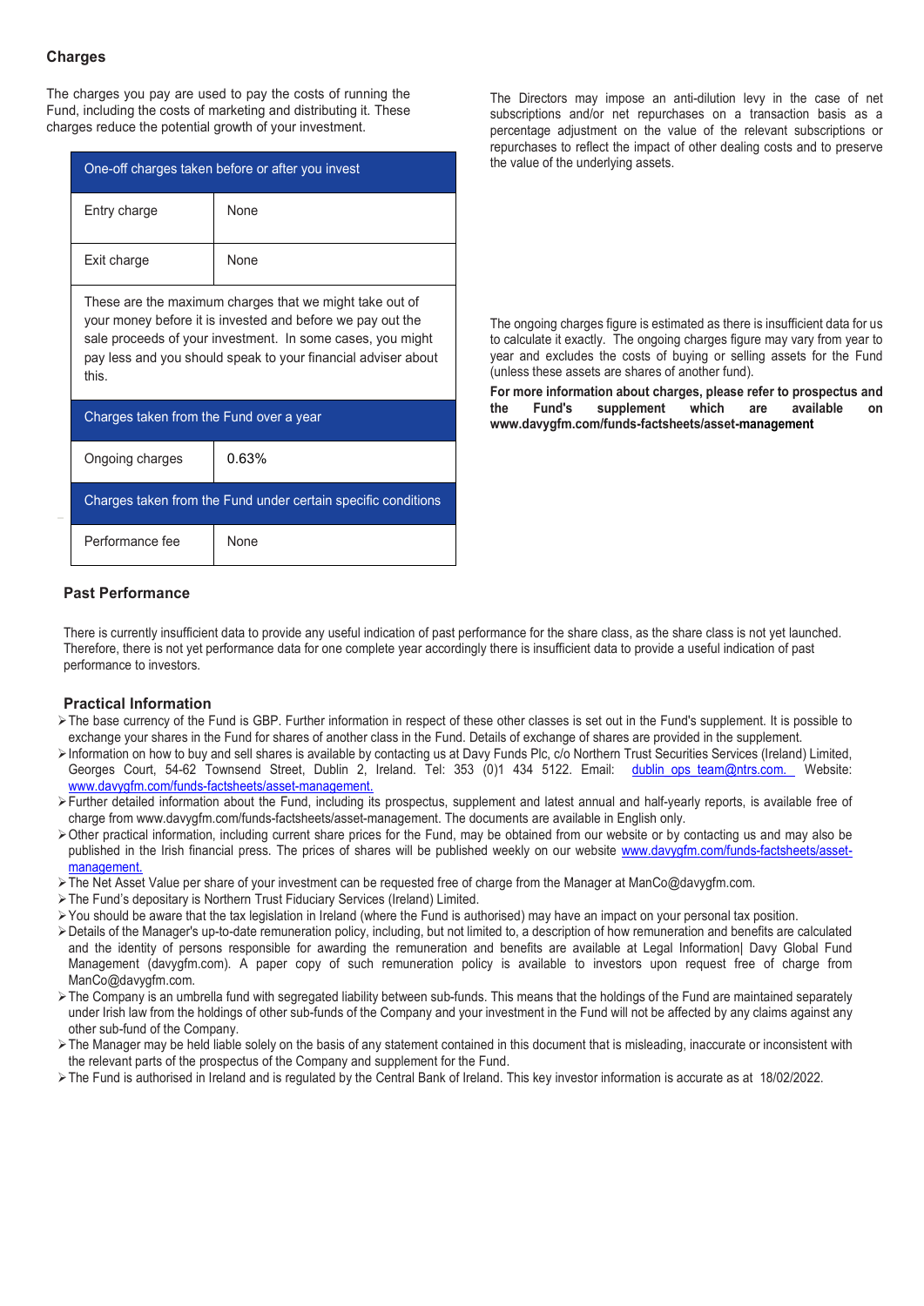## Charges

The charges you pay are used to pay the costs of running the Fund, including the costs of marketing and distributing it. These charges reduce the potential growth of your investment.

| One-off charges taken before or after you invest | |
|---|---|
| Entry charge | None |
| Exit charge | None |
| These are the maximum charges that we might take out of your money before it is invested and before we pay out the sale proceeds of your investment. In some cases, you might pay less and you should speak to your financial adviser about this. | |
| **Charges taken from the Fund over a year** | |
| Ongoing charges | 0.63% |
| **Charges taken from the Fund under certain specific conditions** | |
| Performance fee | None |

The Directors may impose an anti-dilution levy in the case of net subscriptions and/or net repurchases on a transaction basis as a percentage adjustment on the value of the relevant subscriptions or repurchases to reflect the impact of other dealing costs and to preserve the value of the underlying assets.

The ongoing charges figure is estimated as there is insufficient data for us to calculate it exactly. The ongoing charges figure may vary from year to year and excludes the costs of buying or selling assets for the Fund (unless these assets are shares of another fund).

**For more information about charges, please refer to prospectus and the Fund's supplement which are available on www.davygfm.com/funds-factsheets/asset-management**

## Past Performance

There is currently insufficient data to provide any useful indication of past performance for the share class, as the share class is not yet launched. Therefore, there is not yet performance data for one complete year accordingly there is insufficient data to provide a useful indication of past performance to investors.

## Practical Information

- The base currency of the Fund is GBP. Further information in respect of these other classes is set out in the Fund's supplement. It is possible to exchange your shares in the Fund for shares of another class in the Fund. Details of exchange of shares are provided in the supplement.
- Information on how to buy and sell shares is available by contacting us at Davy Funds Plc, c/o Northern Trust Securities Services (Ireland) Limited, Georges Court, 54-62 Townsend Street, Dublin 2, Ireland. Tel: 353 (0)1 434 5122. Email: dublin_ops_team@ntrs.com. Website: www.davygfm.com/funds-factsheets/asset-management.
- Further detailed information about the Fund, including its prospectus, supplement and latest annual and half-yearly reports, is available free of charge from www.davygfm.com/funds-factsheets/asset-management. The documents are available in English only.
- Other practical information, including current share prices for the Fund, may be obtained from our website or by contacting us and may also be published in the Irish financial press. The prices of shares will be published weekly on our website www.davygfm.com/funds-factsheets/asset-management.
- The Net Asset Value per share of your investment can be requested free of charge from the Manager at ManCo@davygfm.com.
- The Fund's depositary is Northern Trust Fiduciary Services (Ireland) Limited.
- You should be aware that the tax legislation in Ireland (where the Fund is authorised) may have an impact on your personal tax position.
- Details of the Manager's up-to-date remuneration policy, including, but not limited to, a description of how remuneration and benefits are calculated and the identity of persons responsible for awarding the remuneration and benefits are available at Legal Information| Davy Global Fund Management (davygfm.com). A paper copy of such remuneration policy is available to investors upon request free of charge from ManCo@davygfm.com.
- The Company is an umbrella fund with segregated liability between sub-funds. This means that the holdings of the Fund are maintained separately under Irish law from the holdings of other sub-funds of the Company and your investment in the Fund will not be affected by any claims against any other sub-fund of the Company.
- The Manager may be held liable solely on the basis of any statement contained in this document that is misleading, inaccurate or inconsistent with the relevant parts of the prospectus of the Company and supplement for the Fund.
- The Fund is authorised in Ireland and is regulated by the Central Bank of Ireland. This key investor information is accurate as at 18/02/2022.